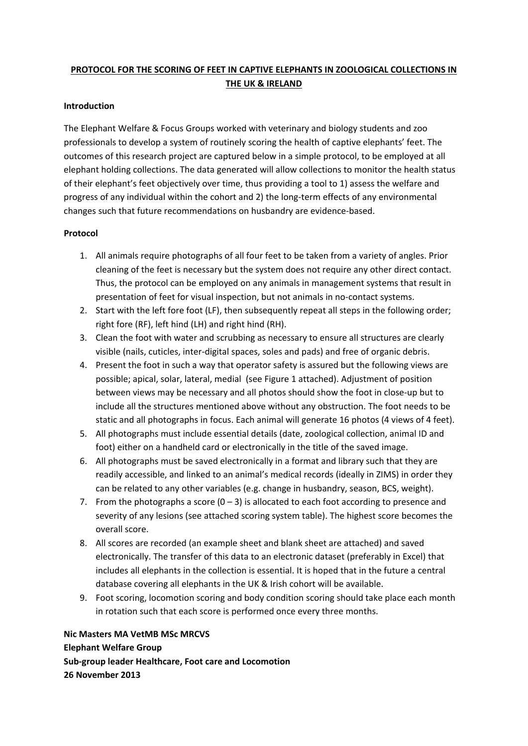# PROTOCOL FOR THE SCORING OF FEET IN CAPTIVE ELEPHANTS IN ZOOLOGICAL COLLECTIONS IN THE UK & IRELAND

**Introduction**

The Elephant Welfare & Focus Groups worked with veterinary and biology students and zoo professionals to develop a system of routinely scoring the health of captive elephants' feet. The outcomes of this research project are captured below in a simple protocol, to be employed at all elephant holding collections. The data generated will allow collections to monitor the health status of their elephant's feet objectively over time, thus providing a tool to 1) assess the welfare and progress of any individual within the cohort and 2) the long-term effects of any environmental changes such that future recommendations on husbandry are evidence-based.

**Protocol**

1. All animals require photographs of all four feet to be taken from a variety of angles. Prior cleaning of the feet is necessary but the system does not require any other direct contact. Thus, the protocol can be employed on any animals in management systems that result in presentation of feet for visual inspection, but not animals in no-contact systems.
2. Start with the left fore foot (LF), then subsequently repeat all steps in the following order; right fore (RF), left hind (LH) and right hind (RH).
3. Clean the foot with water and scrubbing as necessary to ensure all structures are clearly visible (nails, cuticles, inter-digital spaces, soles and pads) and free of organic debris.
4. Present the foot in such a way that operator safety is assured but the following views are possible; apical, solar, lateral, medial (see Figure 1 attached). Adjustment of position between views may be necessary and all photos should show the foot in close-up but to include all the structures mentioned above without any obstruction. The foot needs to be static and all photographs in focus. Each animal will generate 16 photos (4 views of 4 feet).
5. All photographs must include essential details (date, zoological collection, animal ID and foot) either on a handheld card or electronically in the title of the saved image.
6. All photographs must be saved electronically in a format and library such that they are readily accessible, and linked to an animal's medical records (ideally in ZIMS) in order they can be related to any other variables (e.g. change in husbandry, season, BCS, weight).
7. From the photographs a score (0 – 3) is allocated to each foot according to presence and severity of any lesions (see attached scoring system table). The highest score becomes the overall score.
8. All scores are recorded (an example sheet and blank sheet are attached) and saved electronically. The transfer of this data to an electronic dataset (preferably in Excel) that includes all elephants in the collection is essential. It is hoped that in the future a central database covering all elephants in the UK & Irish cohort will be available.
9. Foot scoring, locomotion scoring and body condition scoring should take place each month in rotation such that each score is performed once every three months.

**Nic Masters MA VetMB MSc MRCVS**
**Elephant Welfare Group**
**Sub-group leader Healthcare, Foot care and Locomotion**
**26 November 2013**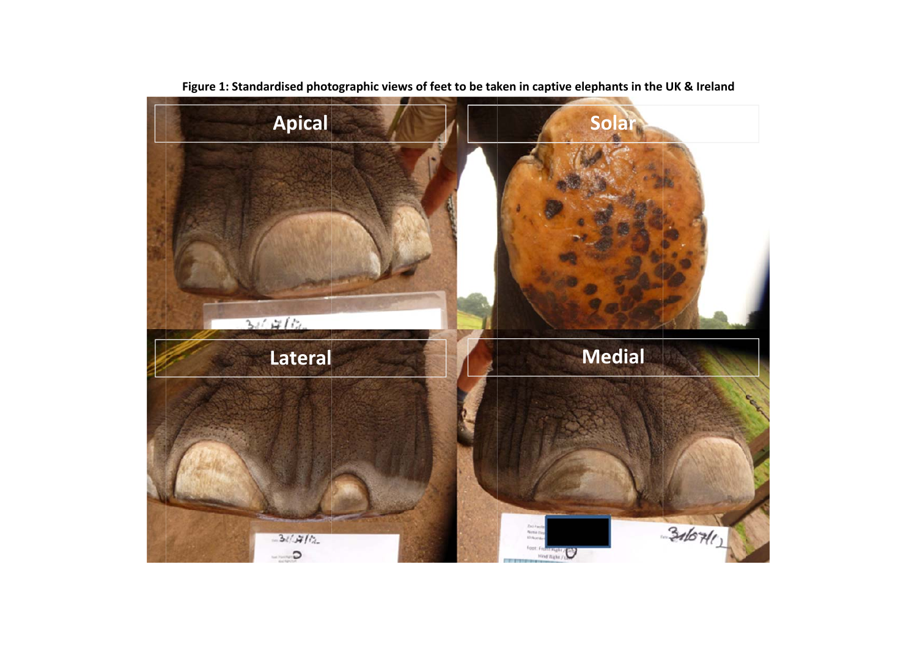**Figure 1: Standardised photographic views of feet to be taken in captive elephants in the UK & Ireland**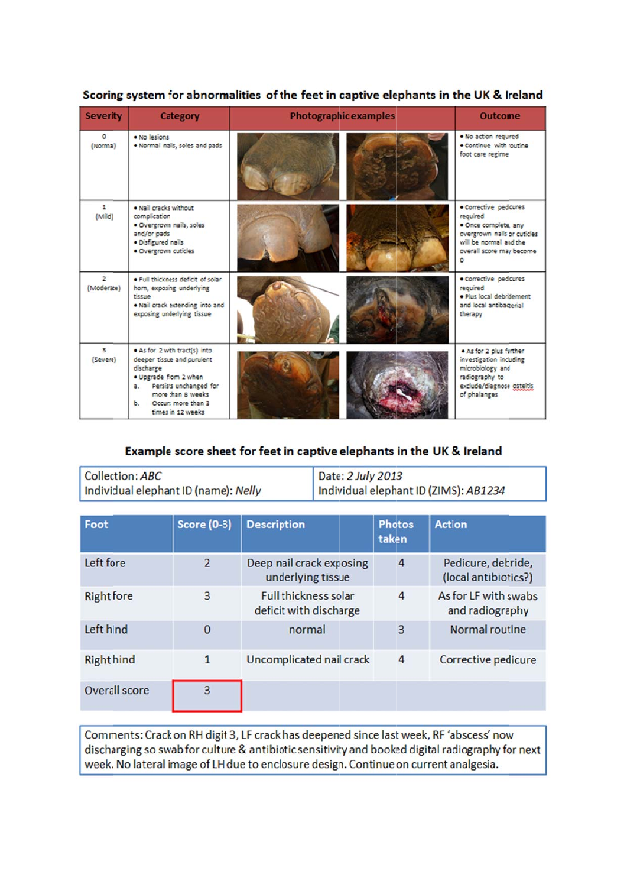### Scoring system for abnormalities of the feet in captive elephants in the UK & Ireland

| Severity | Category | Photographic examples | Outcome |
|---|---|---|---|
| 0 (Normal) | • No lesions<br>• Normal nails, soles and pads | | • No action required<br>• Continue with routine foot care regime |
| 1 (Mild) | • Nail cracks without complication<br>• Overgrown nails, soles and/or pads<br>• Disfigured nails<br>• Overgrown cuticles | | • Corrective pedicures required<br>• Once complete, any overgrown nails or cuticles will be normal and the overall score may become 0 |
| 2 (Moderate) | • Full thickness deficit of solar horn, exposing underlying tissue<br>• Nail crack extending into and exposing underlying tissue | | • Corrective pedicures required<br>• Plus local debridement and local antibacterial therapy |
| 3 (Severe) | • As for 2 with tract(s) into deeper tissue and purulent discharge<br>• Upgrade from 2 when<br>a. Persists unchanged for more than 8 weeks<br>b. Occurs more than 3 times in 12 weeks | | • As for 2 plus further investigation including microbiology and radiography to exclude/diagnose osteitis of phalanges |

### Example score sheet for feet in captive elephants in the UK & Ireland

| Collection: *ABC*<br>Individual elephant ID (name): *Nelly* | Date: *2 July 2013*<br>Individual elephant ID (ZIMS): *AB1234* |
|---|---|

| Foot | Score (0-3) | Description | Photos taken | Action |
|---|---|---|---|---|
| Left fore | 2 | Deep nail crack exposing underlying tissue | 4 | Pedicure, debride, (local antibiotics?) |
| Right fore | 3 | Full thickness solar deficit with discharge | 4 | As for LF with swabs and radiography |
| Left hind | 0 | normal | 3 | Normal routine |
| Right hind | 1 | Uncomplicated nail crack | 4 | Corrective pedicure |
| Overall score | 3 | | | |

Comments: Crack on RH digit 3, LF crack has deepened since last week, RF 'abscess' now discharging so swab for culture & antibiotic sensitivity and booked digital radiography for next week. No lateral image of LH due to enclosure design. Continue on current analgesia.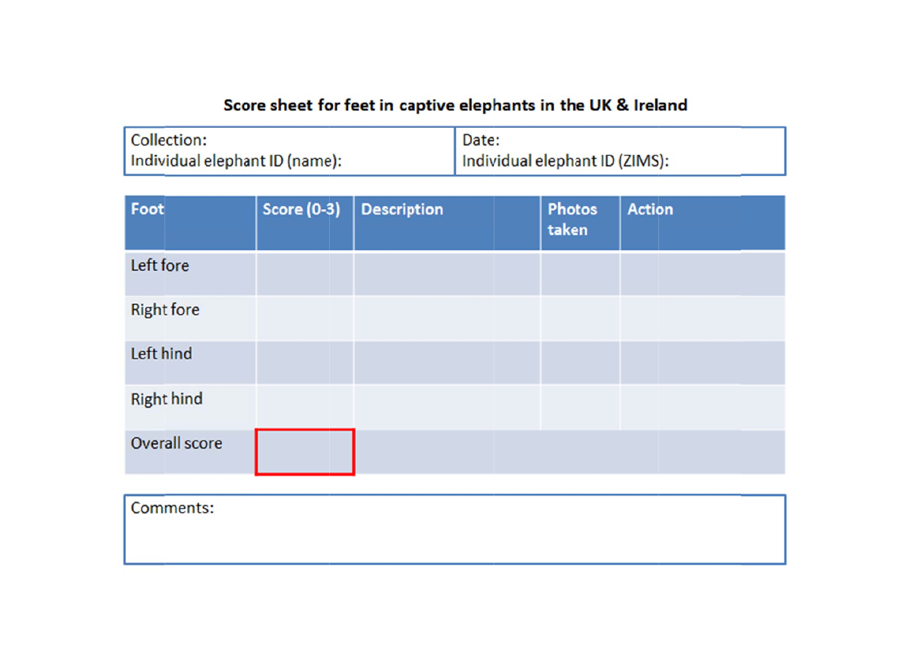# Score sheet for feet in captive elephants in the UK & Ireland

| | |
|---|---|
| Collection:<br>Individual elephant ID (name): | Date:<br>Individual elephant ID (ZIMS): |

| Foot | Score (0-3) | Description | Photos taken | Action |
|---|---|---|---|---|
| Left fore | | | | |
| Right fore | | | | |
| Left hind | | | | |
| Right hind | | | | |
| Overall score | | | | |

Comments: